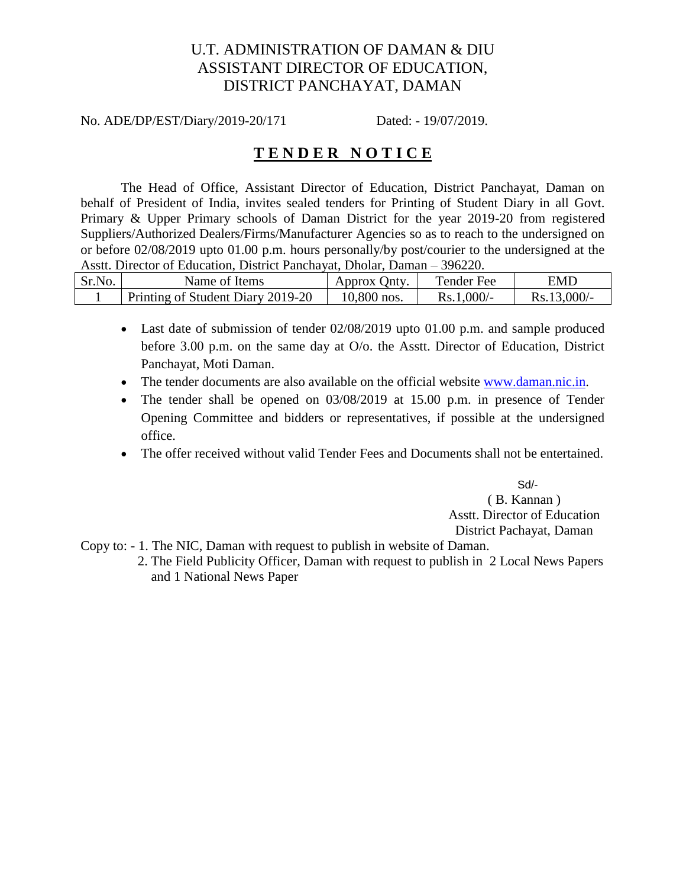# U.T. ADMINISTRATION OF DAMAN & DIU
# ASSISTANT DIRECTOR OF EDUCATION,
# DISTRICT PANCHAYAT, DAMAN

No. ADE/DP/EST/Diary/2019-20/171 Dated: - 19/07/2019.

## TENDER NOTICE

The Head of Office, Assistant Director of Education, District Panchayat, Daman on behalf of President of India, invites sealed tenders for Printing of Student Diary in all Govt. Primary & Upper Primary schools of Daman District for the year 2019-20 from registered Suppliers/Authorized Dealers/Firms/Manufacturer Agencies so as to reach to the undersigned on or before 02/08/2019 upto 01.00 p.m. hours personally/by post/courier to the undersigned at the Asstt. Director of Education, District Panchayat, Dholar, Daman – 396220.

| Sr.No. | Name of Items | Approx Qnty. | Tender Fee | EMD |
|---|---|---|---|---|
| 1 | Printing of Student Diary 2019-20 | 10,800 nos. | Rs.1,000/- | Rs.13,000/- |

- Last date of submission of tender 02/08/2019 upto 01.00 p.m. and sample produced before 3.00 p.m. on the same day at O/o. the Asstt. Director of Education, District Panchayat, Moti Daman.
- The tender documents are also available on the official website www.daman.nic.in.
- The tender shall be opened on 03/08/2019 at 15.00 p.m. in presence of Tender Opening Committee and bidders or representatives, if possible at the undersigned office.
- The offer received without valid Tender Fees and Documents shall not be entertained.

Sd/-
( B. Kannan )
Asstt. Director of Education
District Pachayat, Daman

Copy to: - 1. The NIC, Daman with request to publish in website of Daman.
2. The Field Publicity Officer, Daman with request to publish in 2 Local News Papers and 1 National News Paper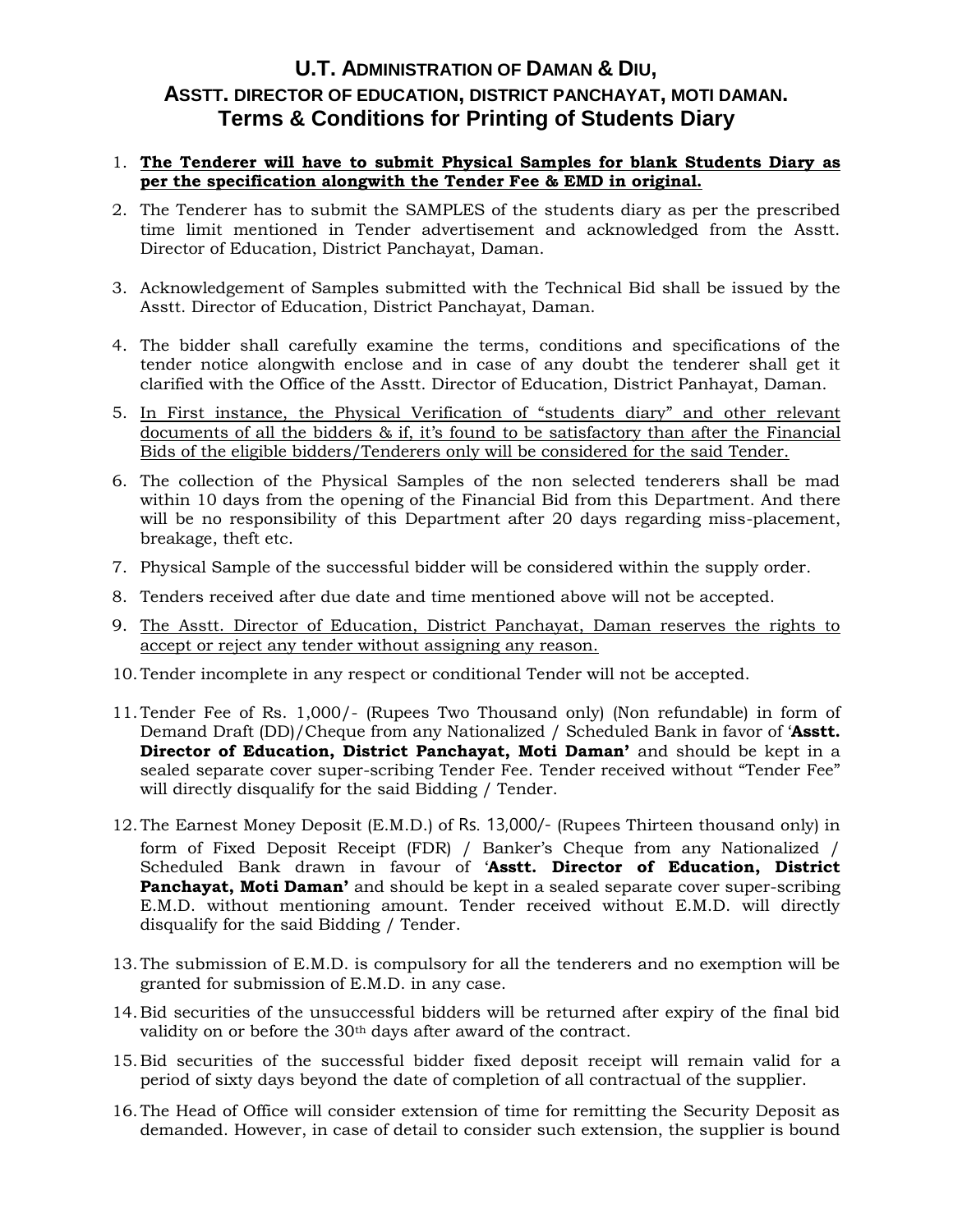# U.T. ADMINISTRATION OF DAMAN & DIU,
## ASSTT. DIRECTOR OF EDUCATION, DISTRICT PANCHAYAT, MOTI DAMAN.
## Terms & Conditions for Printing of Students Diary

1. **The Tenderer will have to submit Physical Samples for blank Students Diary as per the specification alongwith the Tender Fee & EMD in original.**
2. The Tenderer has to submit the SAMPLES of the students diary as per the prescribed time limit mentioned in Tender advertisement and acknowledged from the Asstt. Director of Education, District Panchayat, Daman.
3. Acknowledgement of Samples submitted with the Technical Bid shall be issued by the Asstt. Director of Education, District Panchayat, Daman.
4. The bidder shall carefully examine the terms, conditions and specifications of the tender notice alongwith enclose and in case of any doubt the tenderer shall get it clarified with the Office of the Asstt. Director of Education, District Panhayat, Daman.
5. In First instance, the Physical Verification of "students diary" and other relevant documents of all the bidders & if, it's found to be satisfactory than after the Financial Bids of the eligible bidders/Tenderers only will be considered for the said Tender.
6. The collection of the Physical Samples of the non selected tenderers shall be mad within 10 days from the opening of the Financial Bid from this Department. And there will be no responsibility of this Department after 20 days regarding miss-placement, breakage, theft etc.
7. Physical Sample of the successful bidder will be considered within the supply order.
8. Tenders received after due date and time mentioned above will not be accepted.
9. The Asstt. Director of Education, District Panchayat, Daman reserves the rights to accept or reject any tender without assigning any reason.
10. Tender incomplete in any respect or conditional Tender will not be accepted.
11. Tender Fee of Rs. 1,000/- (Rupees Two Thousand only) (Non refundable) in form of Demand Draft (DD)/Cheque from any Nationalized / Scheduled Bank in favor of '**Asstt. Director of Education, District Panchayat, Moti Daman'** and should be kept in a sealed separate cover super-scribing Tender Fee. Tender received without "Tender Fee" will directly disqualify for the said Bidding / Tender.
12. The Earnest Money Deposit (E.M.D.) of Rs. 13,000/- (Rupees Thirteen thousand only) in form of Fixed Deposit Receipt (FDR) / Banker's Cheque from any Nationalized / Scheduled Bank drawn in favour of '**Asstt. Director of Education, District Panchayat, Moti Daman'** and should be kept in a sealed separate cover super-scribing E.M.D. without mentioning amount. Tender received without E.M.D. will directly disqualify for the said Bidding / Tender.
13. The submission of E.M.D. is compulsory for all the tenderers and no exemption will be granted for submission of E.M.D. in any case.
14. Bid securities of the unsuccessful bidders will be returned after expiry of the final bid validity on or before the 30th days after award of the contract.
15. Bid securities of the successful bidder fixed deposit receipt will remain valid for a period of sixty days beyond the date of completion of all contractual of the supplier.
16. The Head of Office will consider extension of time for remitting the Security Deposit as demanded. However, in case of detail to consider such extension, the supplier is bound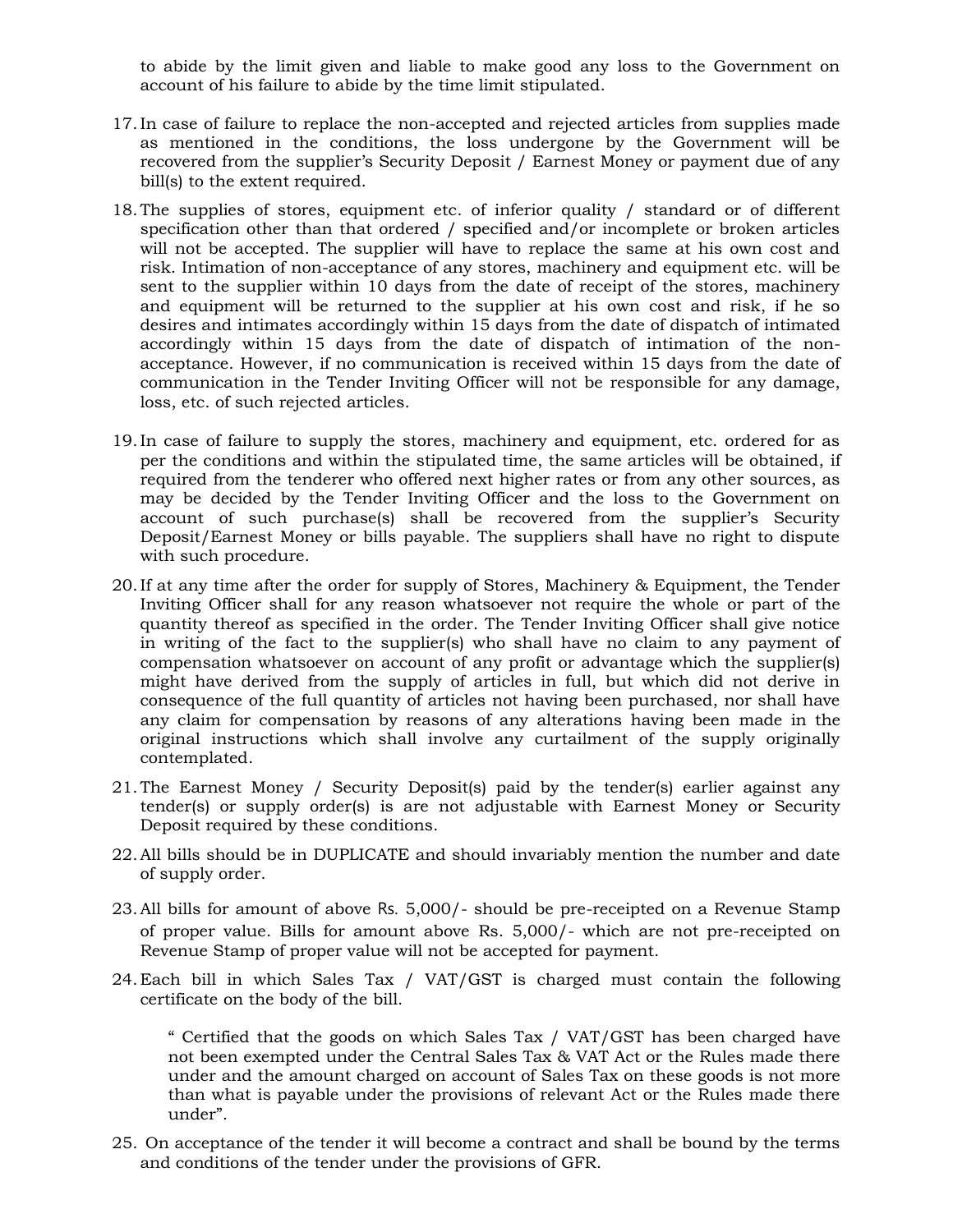to abide by the limit given and liable to make good any loss to the Government on account of his failure to abide by the time limit stipulated.

17. In case of failure to replace the non-accepted and rejected articles from supplies made as mentioned in the conditions, the loss undergone by the Government will be recovered from the supplier's Security Deposit / Earnest Money or payment due of any bill(s) to the extent required.

18. The supplies of stores, equipment etc. of inferior quality / standard or of different specification other than that ordered / specified and/or incomplete or broken articles will not be accepted. The supplier will have to replace the same at his own cost and risk. Intimation of non-acceptance of any stores, machinery and equipment etc. will be sent to the supplier within 10 days from the date of receipt of the stores, machinery and equipment will be returned to the supplier at his own cost and risk, if he so desires and intimates accordingly within 15 days from the date of dispatch of intimated accordingly within 15 days from the date of dispatch of intimation of the non-acceptance. However, if no communication is received within 15 days from the date of communication in the Tender Inviting Officer will not be responsible for any damage, loss, etc. of such rejected articles.

19. In case of failure to supply the stores, machinery and equipment, etc. ordered for as per the conditions and within the stipulated time, the same articles will be obtained, if required from the tenderer who offered next higher rates or from any other sources, as may be decided by the Tender Inviting Officer and the loss to the Government on account of such purchase(s) shall be recovered from the supplier's Security Deposit/Earnest Money or bills payable. The suppliers shall have no right to dispute with such procedure.

20. If at any time after the order for supply of Stores, Machinery & Equipment, the Tender Inviting Officer shall for any reason whatsoever not require the whole or part of the quantity thereof as specified in the order. The Tender Inviting Officer shall give notice in writing of the fact to the supplier(s) who shall have no claim to any payment of compensation whatsoever on account of any profit or advantage which the supplier(s) might have derived from the supply of articles in full, but which did not derive in consequence of the full quantity of articles not having been purchased, nor shall have any claim for compensation by reasons of any alterations having been made in the original instructions which shall involve any curtailment of the supply originally contemplated.

21. The Earnest Money / Security Deposit(s) paid by the tender(s) earlier against any tender(s) or supply order(s) is are not adjustable with Earnest Money or Security Deposit required by these conditions.

22. All bills should be in DUPLICATE and should invariably mention the number and date of supply order.

23. All bills for amount of above Rs. 5,000/- should be pre-receipted on a Revenue Stamp of proper value. Bills for amount above Rs. 5,000/- which are not pre-receipted on Revenue Stamp of proper value will not be accepted for payment.

24. Each bill in which Sales Tax / VAT/GST is charged must contain the following certificate on the body of the bill.

    " Certified that the goods on which Sales Tax / VAT/GST has been charged have not been exempted under the Central Sales Tax & VAT Act or the Rules made there under and the amount charged on account of Sales Tax on these goods is not more than what is payable under the provisions of relevant Act or the Rules made there under".

25. On acceptance of the tender it will become a contract and shall be bound by the terms and conditions of the tender under the provisions of GFR.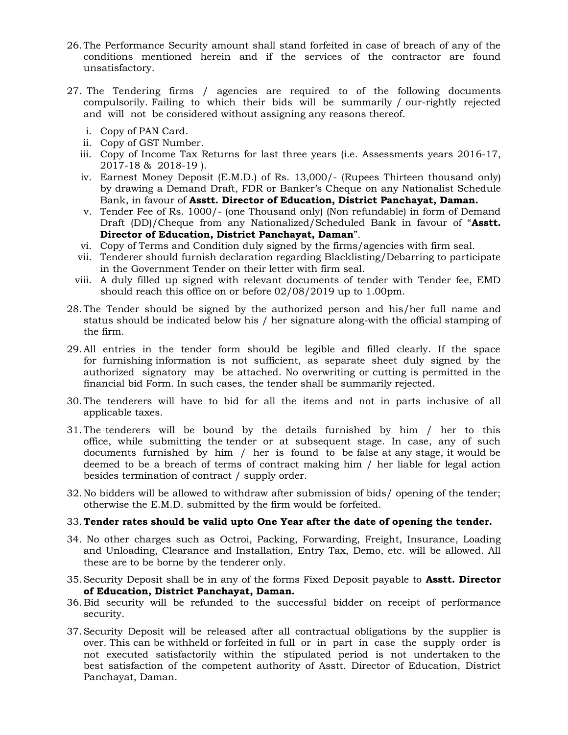26. The Performance Security amount shall stand forfeited in case of breach of any of the conditions mentioned herein and if the services of the contractor are found unsatisfactory.

27. The Tendering firms / agencies are required to of the following documents compulsorily. Failing to which their bids will be summarily / our-rightly rejected and will not be considered without assigning any reasons thereof.

    i. Copy of PAN Card.
    ii. Copy of GST Number.
    iii. Copy of Income Tax Returns for last three years (i.e. Assessments years 2016-17, 2017-18 & 2018-19 ).
    iv. Earnest Money Deposit (E.M.D.) of Rs. 13,000/- (Rupees Thirteen thousand only) by drawing a Demand Draft, FDR or Banker's Cheque on any Nationalist Schedule Bank, in favour of **Asstt. Director of Education, District Panchayat, Daman.**
    v. Tender Fee of Rs. 1000/- (one Thousand only) (Non refundable) in form of Demand Draft (DD)/Cheque from any Nationalized/Scheduled Bank in favour of "**Asstt. Director of Education, District Panchayat, Daman**".
    vi. Copy of Terms and Condition duly signed by the firms/agencies with firm seal.
    vii. Tenderer should furnish declaration regarding Blacklisting/Debarring to participate in the Government Tender on their letter with firm seal.
    viii. A duly filled up signed with relevant documents of tender with Tender fee, EMD should reach this office on or before 02/08/2019 up to 1.00pm.

28. The Tender should be signed by the authorized person and his/her full name and status should be indicated below his / her signature along-with the official stamping of the firm.

29. All entries in the tender form should be legible and filled clearly. If the space for furnishing information is not sufficient, as separate sheet duly signed by the authorized signatory may be attached. No overwriting or cutting is permitted in the financial bid Form. In such cases, the tender shall be summarily rejected.

30. The tenderers will have to bid for all the items and not in parts inclusive of all applicable taxes.

31. The tenderers will be bound by the details furnished by him / her to this office, while submitting the tender or at subsequent stage. In case, any of such documents furnished by him / her is found to be false at any stage, it would be deemed to be a breach of terms of contract making him / her liable for legal action besides termination of contract / supply order.

32. No bidders will be allowed to withdraw after submission of bids/ opening of the tender; otherwise the E.M.D. submitted by the firm would be forfeited.

33. **Tender rates should be valid upto One Year after the date of opening the tender.**

34. No other charges such as Octroi, Packing, Forwarding, Freight, Insurance, Loading and Unloading, Clearance and Installation, Entry Tax, Demo, etc. will be allowed. All these are to be borne by the tenderer only.

35. Security Deposit shall be in any of the forms Fixed Deposit payable to **Asstt. Director of Education, District Panchayat, Daman.**

36. Bid security will be refunded to the successful bidder on receipt of performance security.

37. Security Deposit will be released after all contractual obligations by the supplier is over. This can be withheld or forfeited in full or in part in case the supply order is not executed satisfactorily within the stipulated period is not undertaken to the best satisfaction of the competent authority of Asstt. Director of Education, District Panchayat, Daman.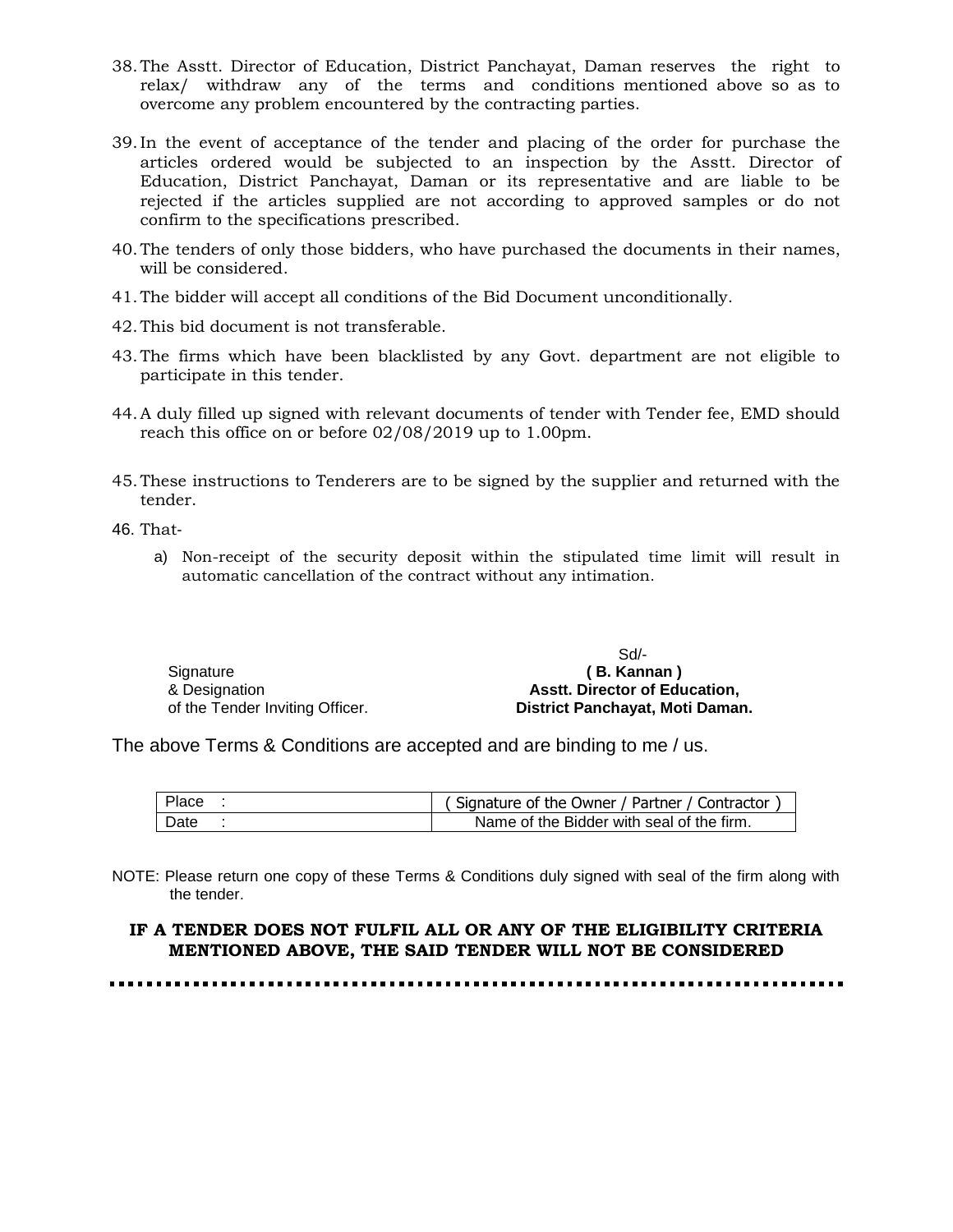38. The Asstt. Director of Education, District Panchayat, Daman reserves the right to relax/ withdraw any of the terms and conditions mentioned above so as to overcome any problem encountered by the contracting parties.

39. In the event of acceptance of the tender and placing of the order for purchase the articles ordered would be subjected to an inspection by the Asstt. Director of Education, District Panchayat, Daman or its representative and are liable to be rejected if the articles supplied are not according to approved samples or do not confirm to the specifications prescribed.

40. The tenders of only those bidders, who have purchased the documents in their names, will be considered.

41. The bidder will accept all conditions of the Bid Document unconditionally.

42. This bid document is not transferable.

43. The firms which have been blacklisted by any Govt. department are not eligible to participate in this tender.

44. A duly filled up signed with relevant documents of tender with Tender fee, EMD should reach this office on or before 02/08/2019 up to 1.00pm.

45. These instructions to Tenderers are to be signed by the supplier and returned with the tender.

46. That-

    a) Non-receipt of the security deposit within the stipulated time limit will result in automatic cancellation of the contract without any intimation.

Signature
& Designation
of the Tender Inviting Officer.

Sd/-
**( B. Kannan )**
**Asstt. Director of Education,**
**District Panchayat, Moti Daman.**

The above Terms & Conditions are accepted and are binding to me / us.

| Place : | ( Signature of the Owner / Partner / Contractor ) |
|---|---|
| Date : | Name of the Bidder with seal of the firm. |

NOTE: Please return one copy of these Terms & Conditions duly signed with seal of the firm along with the tender.

**IF A TENDER DOES NOT FULFIL ALL OR ANY OF THE ELIGIBILITY CRITERIA MENTIONED ABOVE, THE SAID TENDER WILL NOT BE CONSIDERED**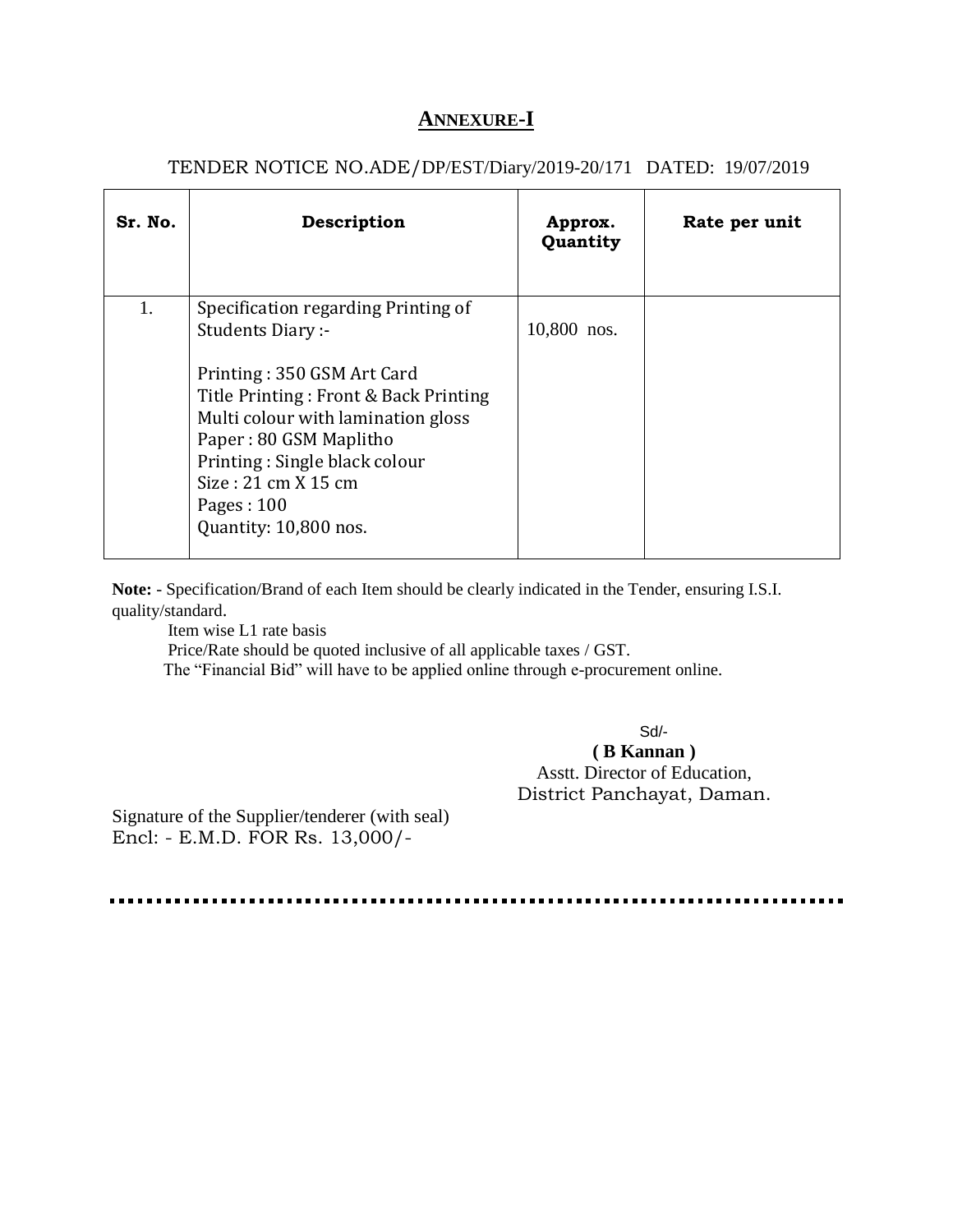# ANNEXURE-I

TENDER NOTICE NO.ADE/DP/EST/Diary/2019-20/171 DATED: 19/07/2019

| Sr. No. | Description | Approx. Quantity | Rate per unit |
|---|---|---|---|
| 1. | Specification regarding Printing of Students Diary :-<br><br>Printing : 350 GSM Art Card<br>Title Printing : Front & Back Printing<br>Multi colour with lamination gloss<br>Paper : 80 GSM Maplitho<br>Printing : Single black colour<br>Size : 21 cm X 15 cm<br>Pages : 100<br>Quantity: 10,800 nos. | 10,800 nos. | |

**Note:** - Specification/Brand of each Item should be clearly indicated in the Tender, ensuring I.S.I. quality/standard.

Item wise L1 rate basis

Price/Rate should be quoted inclusive of all applicable taxes / GST.

The "Financial Bid" will have to be applied online through e-procurement online.

Sd/-

**( B Kannan )**

Asstt. Director of Education,

District Panchayat, Daman.

Signature of the Supplier/tenderer (with seal)

Encl: - E.M.D. FOR Rs. 13,000/-